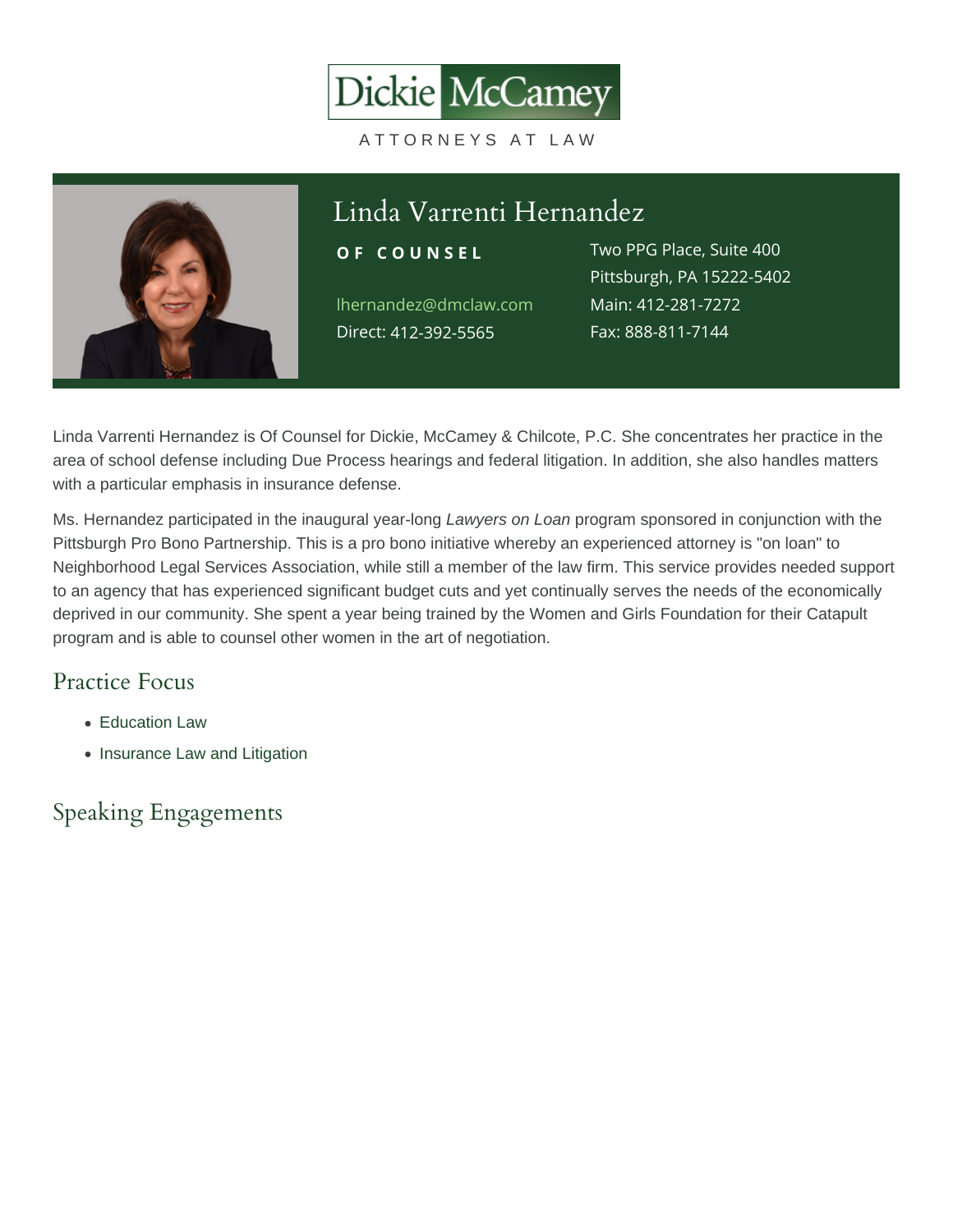Dickie McCamey

ATTORNEYS AT LAW

# Linda Varrenti Hernandez

**OF COUNSEL**

lhernandez@dmclaw.com
Direct: 412-392-5565

Two PPG Place, Suite 400
Pittsburgh, PA 15222-5402
Main: 412-281-7272
Fax: 888-811-7144

Linda Varrenti Hernandez is Of Counsel for Dickie, McCamey & Chilcote, P.C. She concentrates her practice in the area of school defense including Due Process hearings and federal litigation. In addition, she also handles matters with a particular emphasis in insurance defense.

Ms. Hernandez participated in the inaugural year-long *Lawyers on Loan* program sponsored in conjunction with the Pittsburgh Pro Bono Partnership. This is a pro bono initiative whereby an experienced attorney is "on loan" to Neighborhood Legal Services Association, while still a member of the law firm. This service provides needed support to an agency that has experienced significant budget cuts and yet continually serves the needs of the economically deprived in our community. She spent a year being trained by the Women and Girls Foundation for their Catapult program and is able to counsel other women in the art of negotiation.

## Practice Focus

- Education Law
- Insurance Law and Litigation

## Speaking Engagements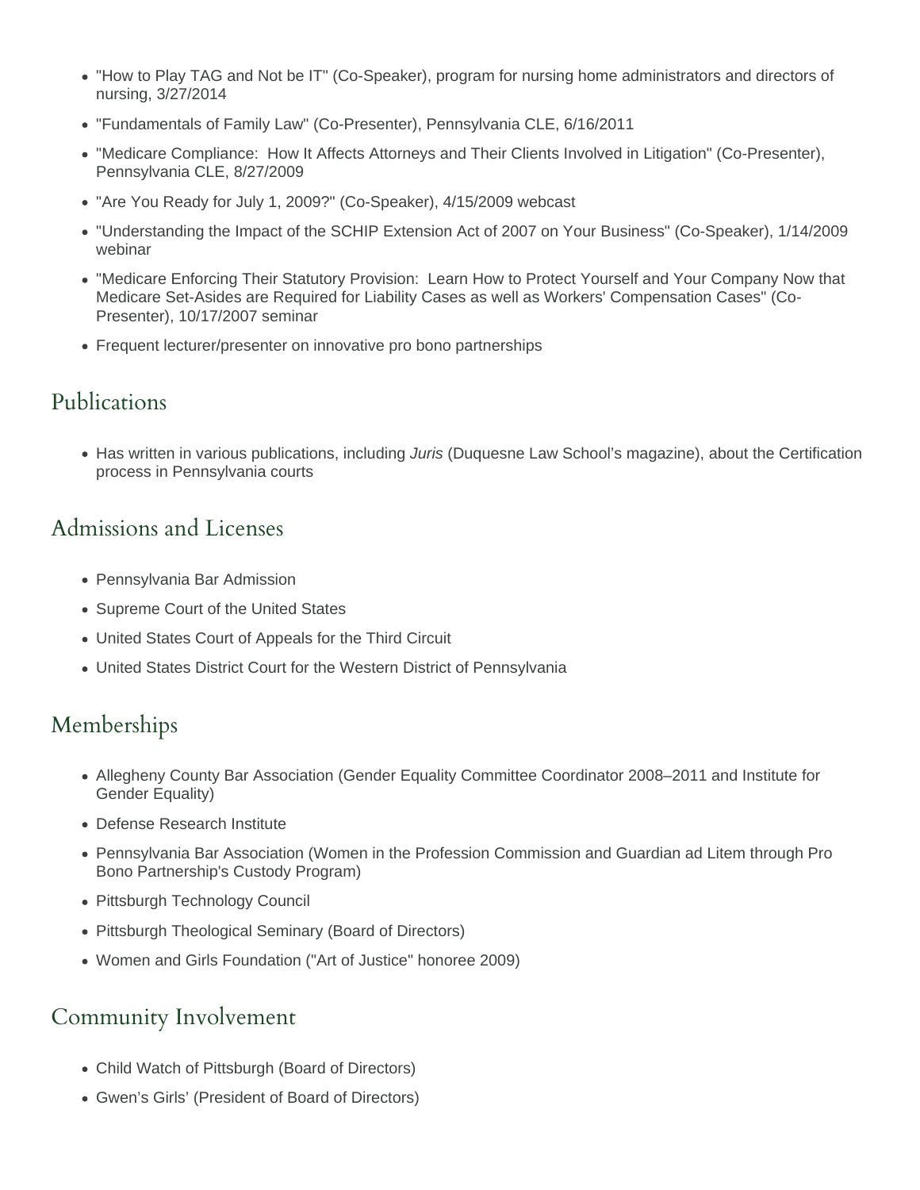- "How to Play TAG and Not be IT" (Co-Speaker), program for nursing home administrators and directors of nursing, 3/27/2014
- "Fundamentals of Family Law" (Co-Presenter), Pennsylvania CLE, 6/16/2011
- "Medicare Compliance:  How It Affects Attorneys and Their Clients Involved in Litigation" (Co-Presenter), Pennsylvania CLE, 8/27/2009
- "Are You Ready for July 1, 2009?" (Co-Speaker), 4/15/2009 webcast
- "Understanding the Impact of the SCHIP Extension Act of 2007 on Your Business" (Co-Speaker), 1/14/2009 webinar
- "Medicare Enforcing Their Statutory Provision:  Learn How to Protect Yourself and Your Company Now that Medicare Set-Asides are Required for Liability Cases as well as Workers' Compensation Cases" (Co-Presenter), 10/17/2007 seminar
- Frequent lecturer/presenter on innovative pro bono partnerships

## Publications

- Has written in various publications, including *Juris* (Duquesne Law School's magazine), about the Certification process in Pennsylvania courts

## Admissions and Licenses

- Pennsylvania Bar Admission
- Supreme Court of the United States
- United States Court of Appeals for the Third Circuit
- United States District Court for the Western District of Pennsylvania

## Memberships

- Allegheny County Bar Association (Gender Equality Committee Coordinator 2008–2011 and Institute for Gender Equality)
- Defense Research Institute
- Pennsylvania Bar Association (Women in the Profession Commission and Guardian ad Litem through Pro Bono Partnership's Custody Program)
- Pittsburgh Technology Council
- Pittsburgh Theological Seminary (Board of Directors)
- Women and Girls Foundation ("Art of Justice" honoree 2009)

## Community Involvement

- Child Watch of Pittsburgh (Board of Directors)
- Gwen's Girls' (President of Board of Directors)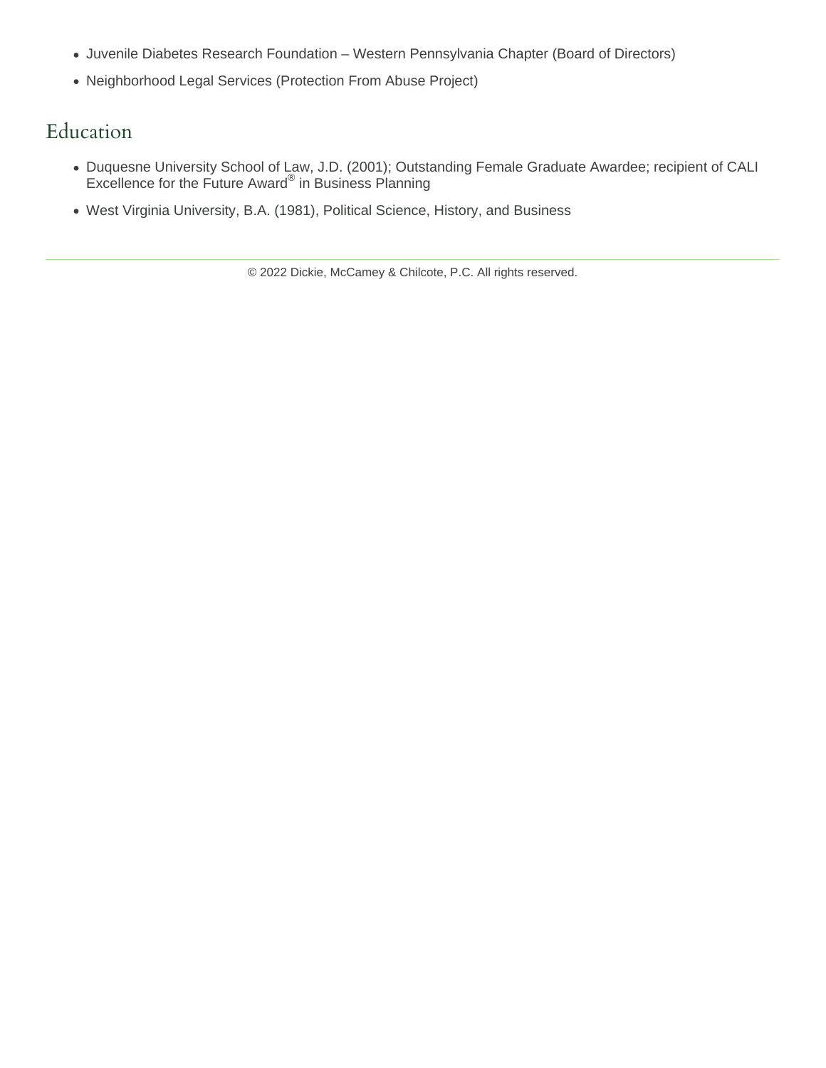- Juvenile Diabetes Research Foundation – Western Pennsylvania Chapter (Board of Directors)
- Neighborhood Legal Services (Protection From Abuse Project)

## Education

- Duquesne University School of Law, J.D. (2001); Outstanding Female Graduate Awardee; recipient of CALI Excellence for the Future Award® in Business Planning
- West Virginia University, B.A. (1981), Political Science, History, and Business

© 2022 Dickie, McCamey & Chilcote, P.C. All rights reserved.